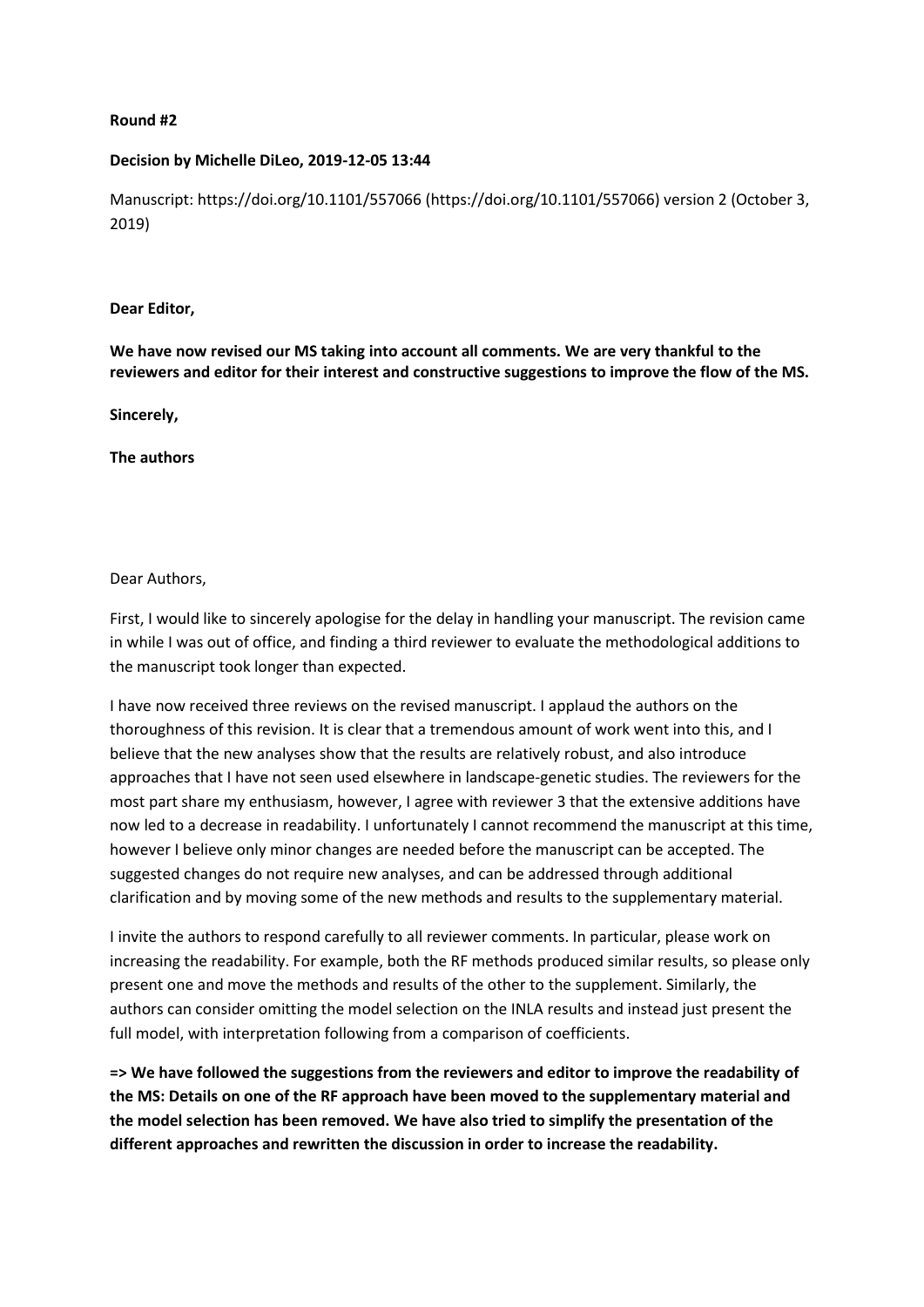**Round #2**

**Decision by Michelle DiLeo, 2019-12-05 13:44**

Manuscript: https://doi.org/10.1101/557066 (https://doi.org/10.1101/557066) version 2 (October 3, 2019)

**Dear Editor,**

**We have now revised our MS taking into account all comments. We are very thankful to the reviewers and editor for their interest and constructive suggestions to improve the flow of the MS.**

**Sincerely,**

**The authors**

Dear Authors,

First, I would like to sincerely apologise for the delay in handling your manuscript. The revision came in while I was out of office, and finding a third reviewer to evaluate the methodological additions to the manuscript took longer than expected.

I have now received three reviews on the revised manuscript. I applaud the authors on the thoroughness of this revision. It is clear that a tremendous amount of work went into this, and I believe that the new analyses show that the results are relatively robust, and also introduce approaches that I have not seen used elsewhere in landscape-genetic studies. The reviewers for the most part share my enthusiasm, however, I agree with reviewer 3 that the extensive additions have now led to a decrease in readability. I unfortunately I cannot recommend the manuscript at this time, however I believe only minor changes are needed before the manuscript can be accepted. The suggested changes do not require new analyses, and can be addressed through additional clarification and by moving some of the new methods and results to the supplementary material.

I invite the authors to respond carefully to all reviewer comments. In particular, please work on increasing the readability. For example, both the RF methods produced similar results, so please only present one and move the methods and results of the other to the supplement. Similarly, the authors can consider omitting the model selection on the INLA results and instead just present the full model, with interpretation following from a comparison of coefficients.

**=> We have followed the suggestions from the reviewers and editor to improve the readability of the MS: Details on one of the RF approach have been moved to the supplementary material and the model selection has been removed. We have also tried to simplify the presentation of the different approaches and rewritten the discussion in order to increase the readability.**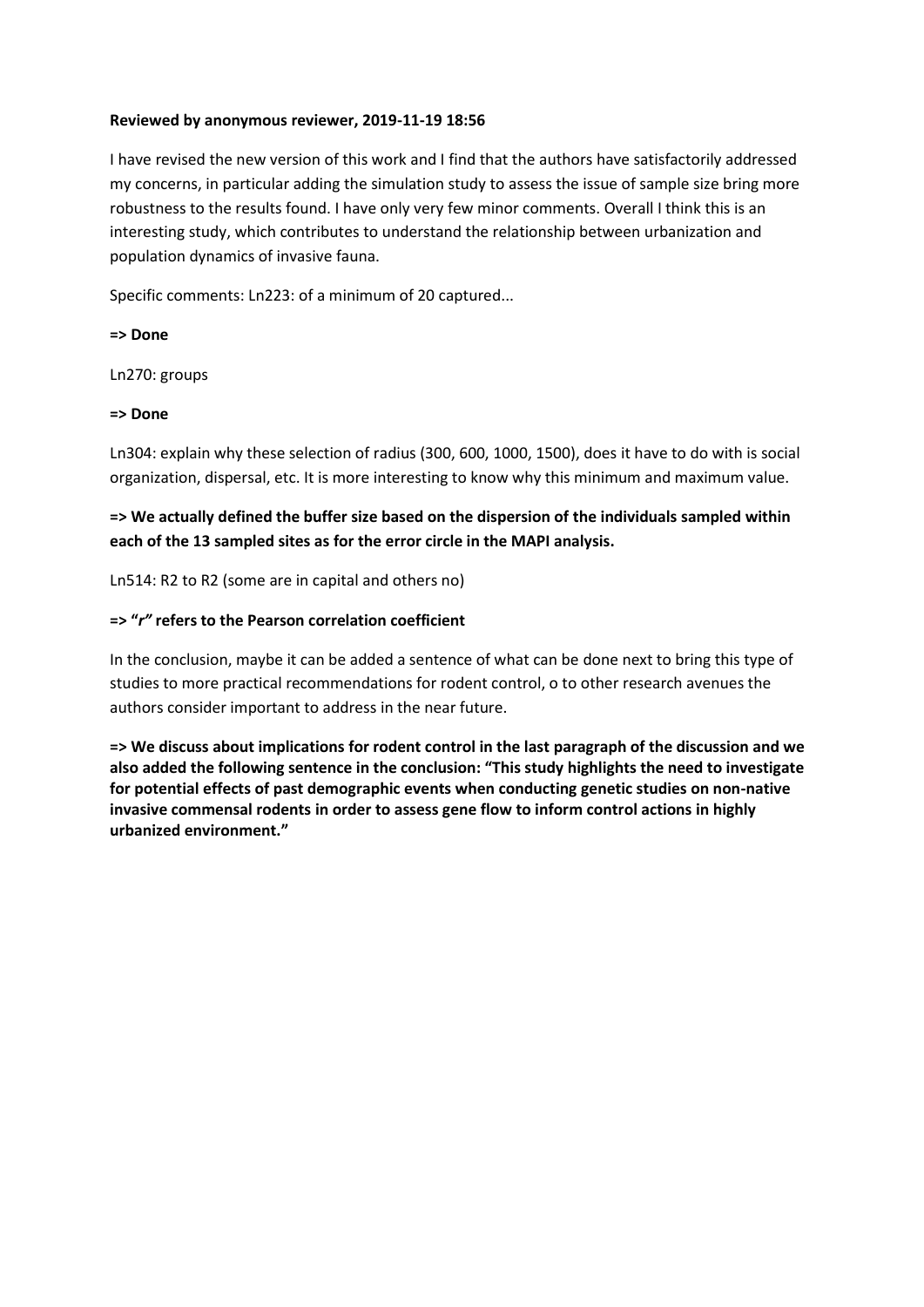**Reviewed by anonymous reviewer, 2019-11-19 18:56**

I have revised the new version of this work and I find that the authors have satisfactorily addressed my concerns, in particular adding the simulation study to assess the issue of sample size bring more robustness to the results found. I have only very few minor comments. Overall I think this is an interesting study, which contributes to understand the relationship between urbanization and population dynamics of invasive fauna.

Specific comments: Ln223: of a minimum of 20 captured...

**=> Done**

Ln270: groups

**=> Done**

Ln304: explain why these selection of radius (300, 600, 1000, 1500), does it have to do with is social organization, dispersal, etc. It is more interesting to know why this minimum and maximum value.

**=> We actually defined the buffer size based on the dispersion of the individuals sampled within each of the 13 sampled sites as for the error circle in the MAPI analysis.**

Ln514: R2 to R2 (some are in capital and others no)

**=> "*r*" refers to the Pearson correlation coefficient**

In the conclusion, maybe it can be added a sentence of what can be done next to bring this type of studies to more practical recommendations for rodent control, o to other research avenues the authors consider important to address in the near future.

**=> We discuss about implications for rodent control in the last paragraph of the discussion and we also added the following sentence in the conclusion: "This study highlights the need to investigate for potential effects of past demographic events when conducting genetic studies on non-native invasive commensal rodents in order to assess gene flow to inform control actions in highly urbanized environment."**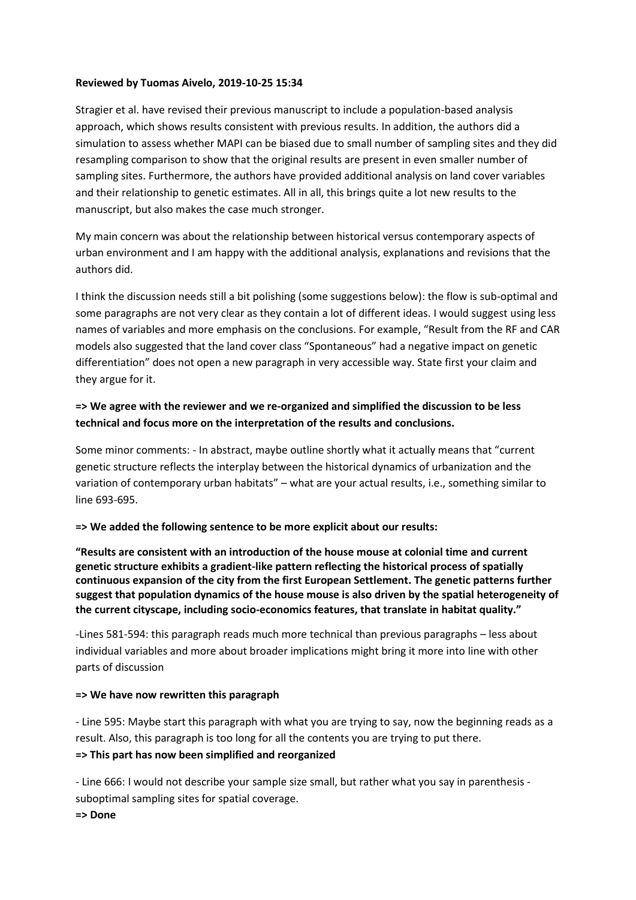**Reviewed by Tuomas Aivelo, 2019-10-25 15:34**

Stragier et al. have revised their previous manuscript to include a population-based analysis approach, which shows results consistent with previous results. In addition, the authors did a simulation to assess whether MAPI can be biased due to small number of sampling sites and they did resampling comparison to show that the original results are present in even smaller number of sampling sites. Furthermore, the authors have provided additional analysis on land cover variables and their relationship to genetic estimates. All in all, this brings quite a lot new results to the manuscript, but also makes the case much stronger.

My main concern was about the relationship between historical versus contemporary aspects of urban environment and I am happy with the additional analysis, explanations and revisions that the authors did.

I think the discussion needs still a bit polishing (some suggestions below): the flow is sub-optimal and some paragraphs are not very clear as they contain a lot of different ideas. I would suggest using less names of variables and more emphasis on the conclusions. For example, "Result from the RF and CAR models also suggested that the land cover class "Spontaneous" had a negative impact on genetic differentiation" does not open a new paragraph in very accessible way. State first your claim and they argue for it.

**=> We agree with the reviewer and we re-organized and simplified the discussion to be less technical and focus more on the interpretation of the results and conclusions.**

Some minor comments: - In abstract, maybe outline shortly what it actually means that "current genetic structure reflects the interplay between the historical dynamics of urbanization and the variation of contemporary urban habitats" – what are your actual results, i.e., something similar to line 693-695.

**=> We added the following sentence to be more explicit about our results:**

**"Results are consistent with an introduction of the house mouse at colonial time and current genetic structure exhibits a gradient-like pattern reflecting the historical process of spatially continuous expansion of the city from the first European Settlement. The genetic patterns further suggest that population dynamics of the house mouse is also driven by the spatial heterogeneity of the current cityscape, including socio-economics features, that translate in habitat quality."**

-Lines 581-594: this paragraph reads much more technical than previous paragraphs – less about individual variables and more about broader implications might bring it more into line with other parts of discussion

**=> We have now rewritten this paragraph**

- Line 595: Maybe start this paragraph with what you are trying to say, now the beginning reads as a result. Also, this paragraph is too long for all the contents you are trying to put there.

**=> This part has now been simplified and reorganized**

- Line 666: I would not describe your sample size small, but rather what you say in parenthesis - suboptimal sampling sites for spatial coverage.

**=> Done**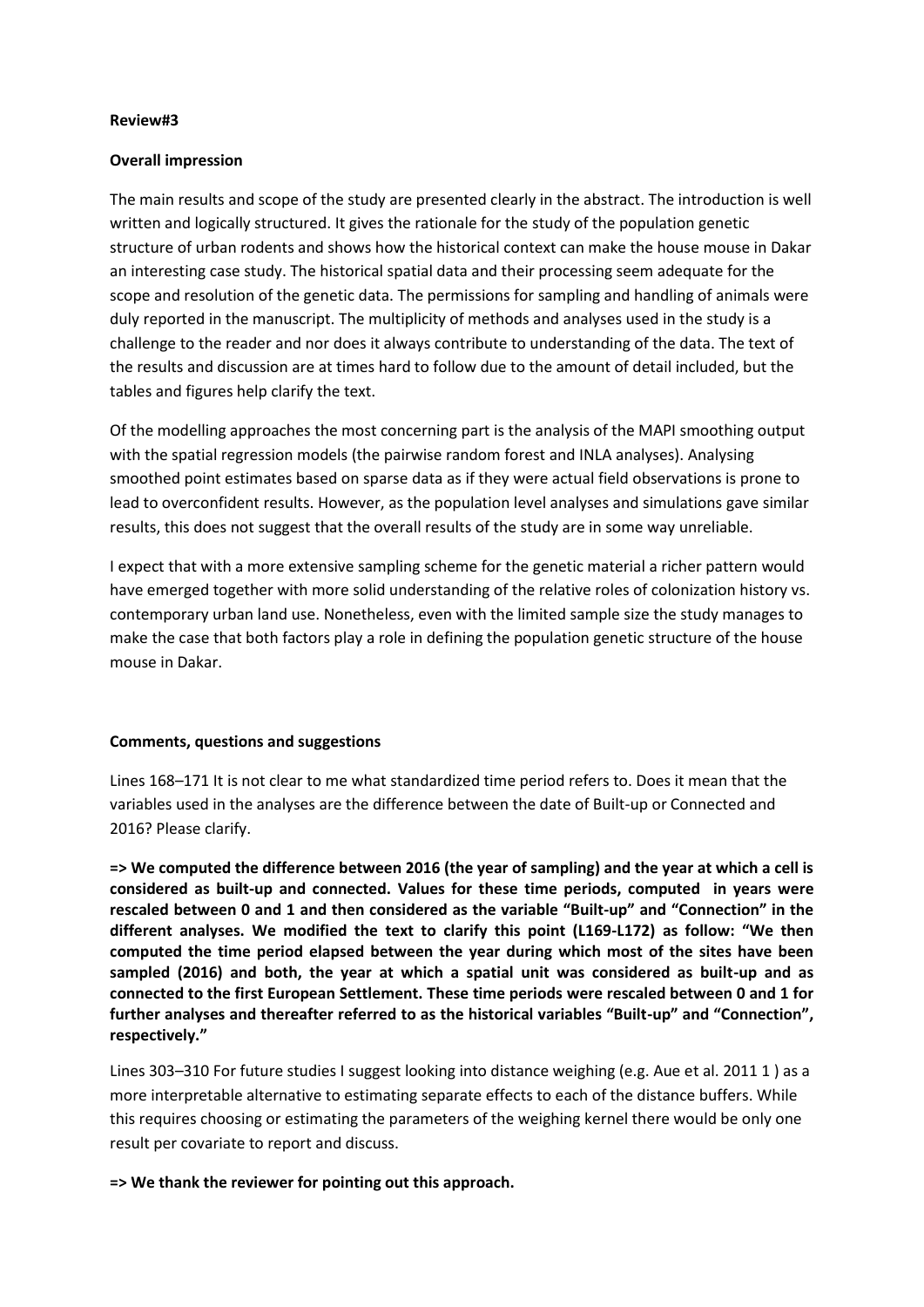**Review#3**

**Overall impression**

The main results and scope of the study are presented clearly in the abstract. The introduction is well written and logically structured. It gives the rationale for the study of the population genetic structure of urban rodents and shows how the historical context can make the house mouse in Dakar an interesting case study. The historical spatial data and their processing seem adequate for the scope and resolution of the genetic data. The permissions for sampling and handling of animals were duly reported in the manuscript. The multiplicity of methods and analyses used in the study is a challenge to the reader and nor does it always contribute to understanding of the data. The text of the results and discussion are at times hard to follow due to the amount of detail included, but the tables and figures help clarify the text.

Of the modelling approaches the most concerning part is the analysis of the MAPI smoothing output with the spatial regression models (the pairwise random forest and INLA analyses). Analysing smoothed point estimates based on sparse data as if they were actual field observations is prone to lead to overconfident results. However, as the population level analyses and simulations gave similar results, this does not suggest that the overall results of the study are in some way unreliable.

I expect that with a more extensive sampling scheme for the genetic material a richer pattern would have emerged together with more solid understanding of the relative roles of colonization history vs. contemporary urban land use. Nonetheless, even with the limited sample size the study manages to make the case that both factors play a role in defining the population genetic structure of the house mouse in Dakar.

**Comments, questions and suggestions**

Lines 168–171 It is not clear to me what standardized time period refers to. Does it mean that the variables used in the analyses are the difference between the date of Built-up or Connected and 2016? Please clarify.

**=> We computed the difference between 2016 (the year of sampling) and the year at which a cell is considered as built-up and connected. Values for these time periods, computed in years were rescaled between 0 and 1 and then considered as the variable "Built-up" and "Connection" in the different analyses. We modified the text to clarify this point (L169-L172) as follow: "We then computed the time period elapsed between the year during which most of the sites have been sampled (2016) and both, the year at which a spatial unit was considered as built-up and as connected to the first European Settlement. These time periods were rescaled between 0 and 1 for further analyses and thereafter referred to as the historical variables "Built-up" and "Connection", respectively."**

Lines 303–310 For future studies I suggest looking into distance weighing (e.g. Aue et al. 2011 1 ) as a more interpretable alternative to estimating separate effects to each of the distance buffers. While this requires choosing or estimating the parameters of the weighing kernel there would be only one result per covariate to report and discuss.

**=> We thank the reviewer for pointing out this approach.**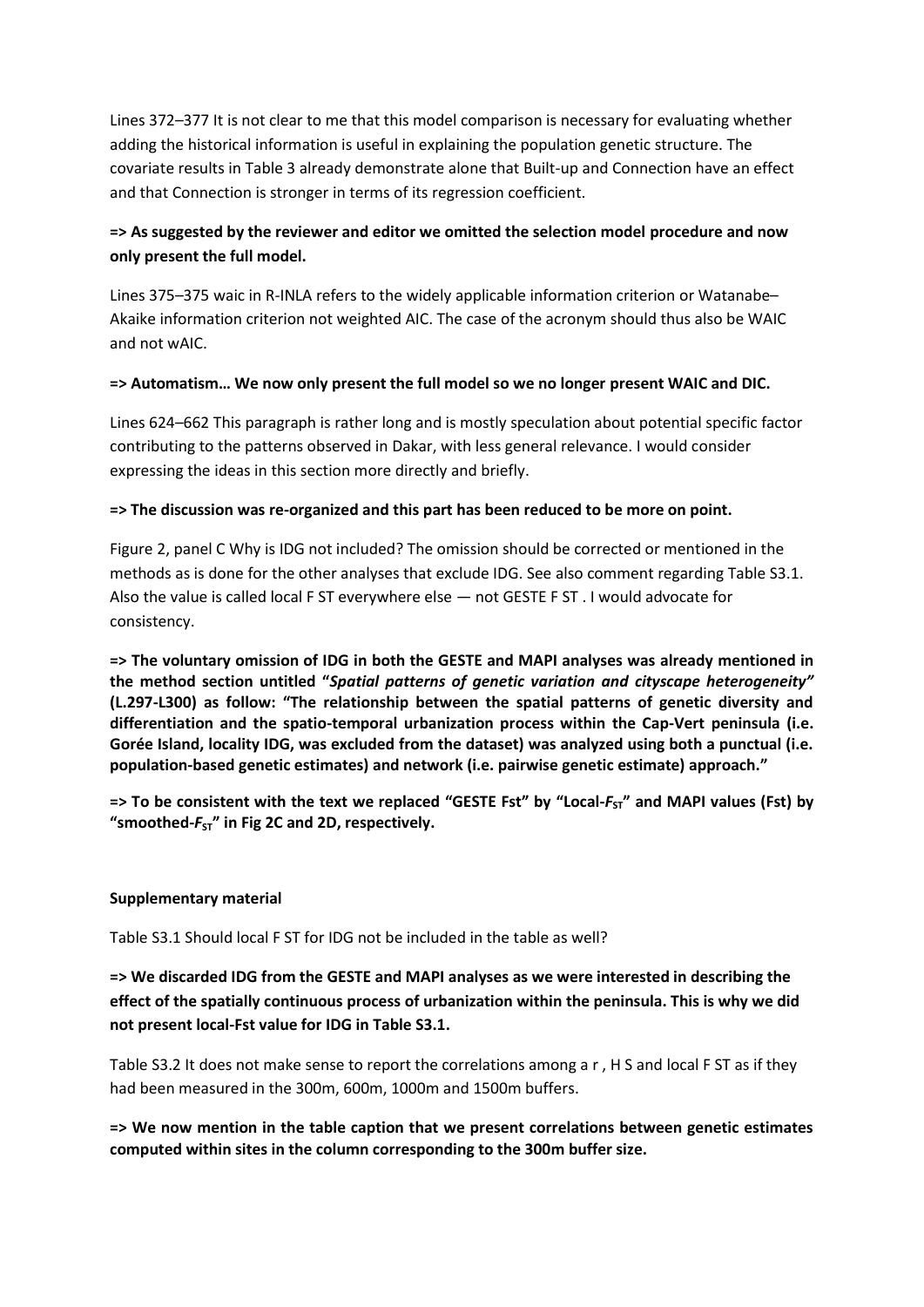Lines 372–377 It is not clear to me that this model comparison is necessary for evaluating whether adding the historical information is useful in explaining the population genetic structure. The covariate results in Table 3 already demonstrate alone that Built-up and Connection have an effect and that Connection is stronger in terms of its regression coefficient.

**=> As suggested by the reviewer and editor we omitted the selection model procedure and now only present the full model.**

Lines 375–375 waic in R-INLA refers to the widely applicable information criterion or Watanabe–Akaike information criterion not weighted AIC. The case of the acronym should thus also be WAIC and not wAIC.

**=> Automatism… We now only present the full model so we no longer present WAIC and DIC.**

Lines 624–662 This paragraph is rather long and is mostly speculation about potential specific factor contributing to the patterns observed in Dakar, with less general relevance. I would consider expressing the ideas in this section more directly and briefly.

**=> The discussion was re-organized and this part has been reduced to be more on point.**

Figure 2, panel C Why is IDG not included? The omission should be corrected or mentioned in the methods as is done for the other analyses that exclude IDG. See also comment regarding Table S3.1. Also the value is called local F ST everywhere else — not GESTE F ST . I would advocate for consistency.

**=> The voluntary omission of IDG in both the GESTE and MAPI analyses was already mentioned in the method section untitled "*Spatial patterns of genetic variation and cityscape heterogeneity"* (L.297-L300) as follow: "The relationship between the spatial patterns of genetic diversity and differentiation and the spatio-temporal urbanization process within the Cap-Vert peninsula (i.e. Gorée Island, locality IDG, was excluded from the dataset) was analyzed using both a punctual (i.e. population-based genetic estimates) and network (i.e. pairwise genetic estimate) approach."**

**=> To be consistent with the text we replaced "GESTE Fst" by "Local-$F_{ST}$" and MAPI values (Fst) by "smoothed-$F_{ST}$" in Fig 2C and 2D, respectively.**

**Supplementary material**

Table S3.1 Should local F ST for IDG not be included in the table as well?

**=> We discarded IDG from the GESTE and MAPI analyses as we were interested in describing the effect of the spatially continuous process of urbanization within the peninsula. This is why we did not present local-Fst value for IDG in Table S3.1.**

Table S3.2 It does not make sense to report the correlations among a r , H S and local F ST as if they had been measured in the 300m, 600m, 1000m and 1500m buffers.

**=> We now mention in the table caption that we present correlations between genetic estimates computed within sites in the column corresponding to the 300m buffer size.**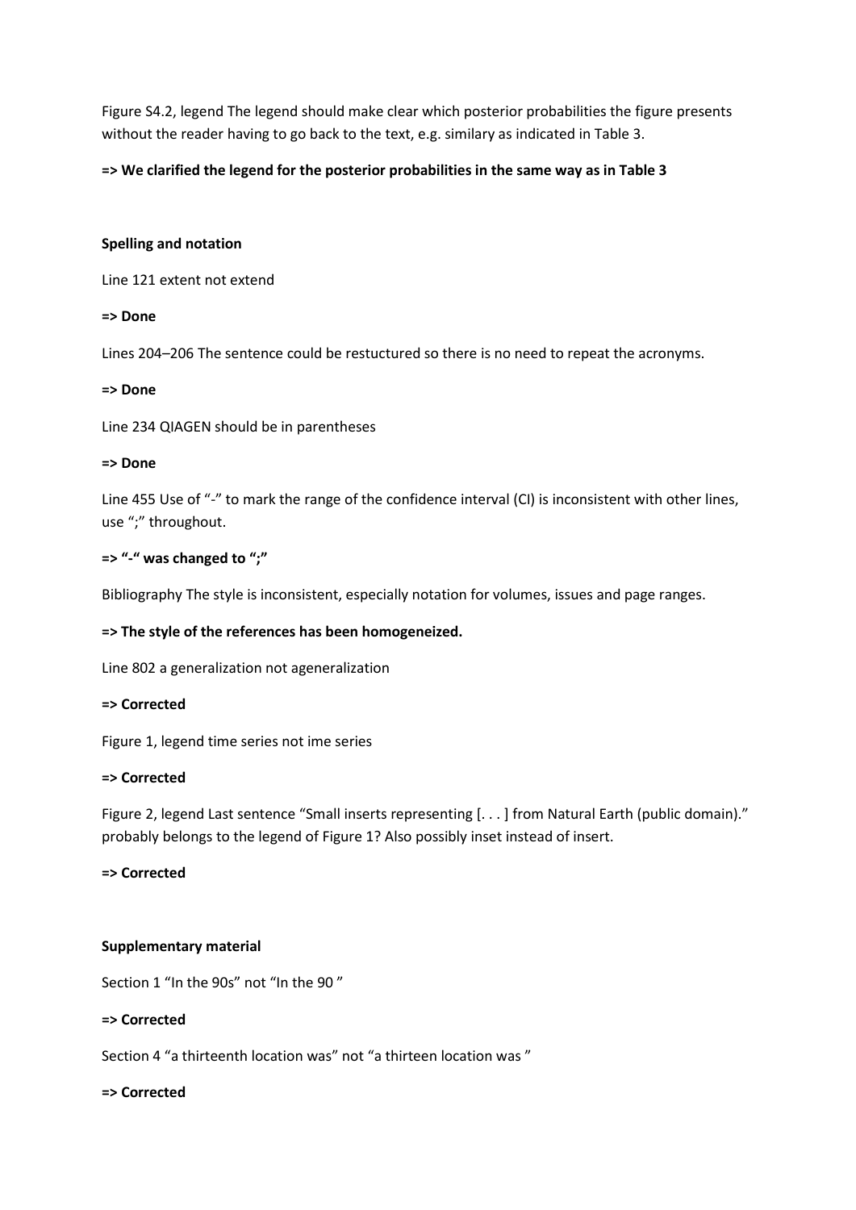Figure S4.2, legend The legend should make clear which posterior probabilities the figure presents without the reader having to go back to the text, e.g. similary as indicated in Table 3.

**=> We clarified the legend for the posterior probabilities in the same way as in Table 3**

**Spelling and notation**

Line 121 extent not extend

**=> Done**

Lines 204–206 The sentence could be restuctured so there is no need to repeat the acronyms.

**=> Done**

Line 234 QIAGEN should be in parentheses

**=> Done**

Line 455 Use of "-" to mark the range of the confidence interval (CI) is inconsistent with other lines, use ";" throughout.

**=> "-" was changed to ";"**

Bibliography The style is inconsistent, especially notation for volumes, issues and page ranges.

**=> The style of the references has been homogeneized.**

Line 802 a generalization not ageneralization

**=> Corrected**

Figure 1, legend time series not ime series

**=> Corrected**

Figure 2, legend Last sentence "Small inserts representing [. . . ] from Natural Earth (public domain)." probably belongs to the legend of Figure 1? Also possibly inset instead of insert.

**=> Corrected**

**Supplementary material**

Section 1 "In the 90s" not "In the 90 "

**=> Corrected**

Section 4 "a thirteenth location was" not "a thirteen location was "

**=> Corrected**